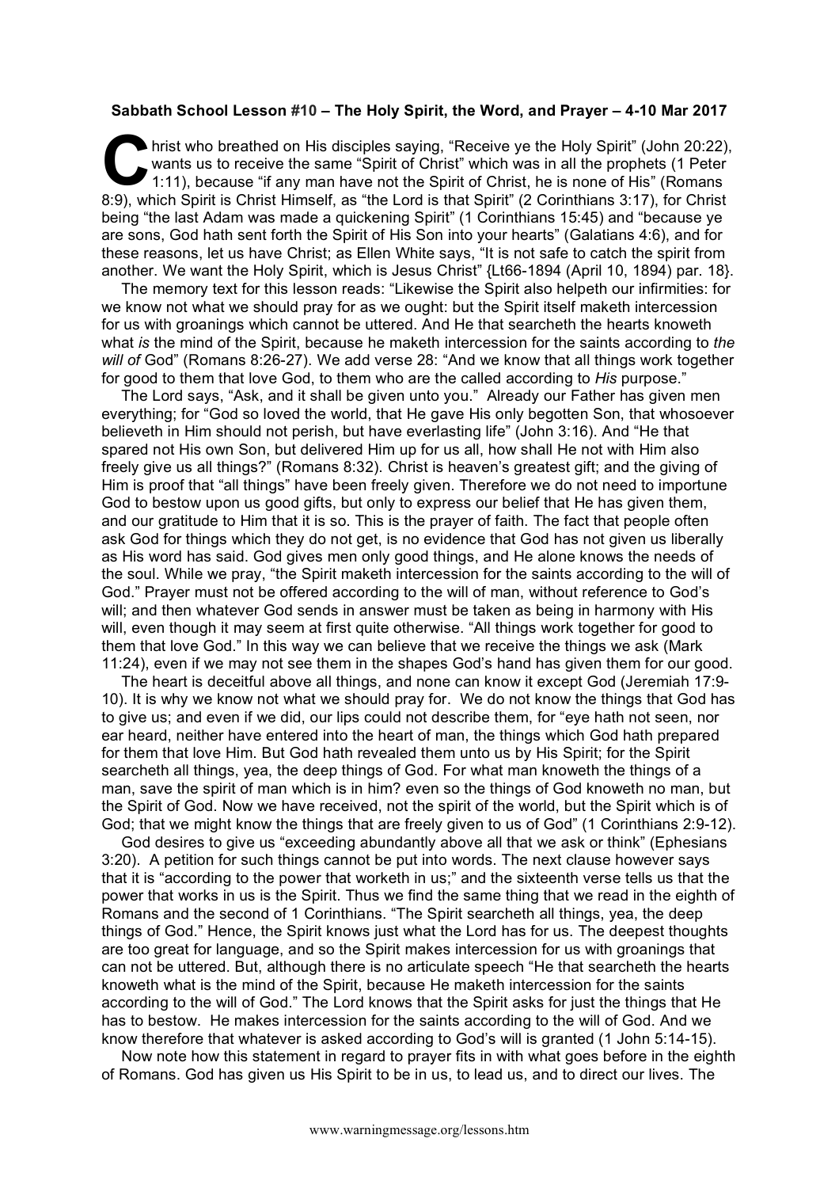**Sabbath School Lesson #10 – The Holy Spirit, the Word, and Prayer – 4-10 Mar 2017**

Christ who breathed on His disciples saying, "Receive ye the Holy Spirit" (John 20:22), wants us to receive the same "Spirit of Christ" which was in all the prophets (1 Peter 1:11), because "if any man have not the Spirit of Christ, he is none of His" (Romans 8:9), which Spirit is Christ Himself, as "the Lord is that Spirit" (2 Corinthians 3:17), for Christ being "the last Adam was made a quickening Spirit" (1 Corinthians 15:45) and "because ye are sons, God hath sent forth the Spirit of His Son into your hearts" (Galatians 4:6), and for these reasons, let us have Christ; as Ellen White says, "It is not safe to catch the spirit from another. We want the Holy Spirit, which is Jesus Christ" {Lt66-1894 (April 10, 1894) par. 18}.

The memory text for this lesson reads: "Likewise the Spirit also helpeth our infirmities: for we know not what we should pray for as we ought: but the Spirit itself maketh intercession for us with groanings which cannot be uttered. And He that searcheth the hearts knoweth what *is* the mind of the Spirit, because he maketh intercession for the saints according to *the will of* God" (Romans 8:26-27). We add verse 28: "And we know that all things work together for good to them that love God, to them who are the called according to *His* purpose."

The Lord says, "Ask, and it shall be given unto you." Already our Father has given men everything; for "God so loved the world, that He gave His only begotten Son, that whosoever believeth in Him should not perish, but have everlasting life" (John 3:16). And "He that spared not His own Son, but delivered Him up for us all, how shall He not with Him also freely give us all things?" (Romans 8:32). Christ is heaven's greatest gift; and the giving of Him is proof that "all things" have been freely given. Therefore we do not need to importune God to bestow upon us good gifts, but only to express our belief that He has given them, and our gratitude to Him that it is so. This is the prayer of faith. The fact that people often ask God for things which they do not get, is no evidence that God has not given us liberally as His word has said. God gives men only good things, and He alone knows the needs of the soul. While we pray, "the Spirit maketh intercession for the saints according to the will of God." Prayer must not be offered according to the will of man, without reference to God's will; and then whatever God sends in answer must be taken as being in harmony with His will, even though it may seem at first quite otherwise. "All things work together for good to them that love God." In this way we can believe that we receive the things we ask (Mark 11:24), even if we may not see them in the shapes God's hand has given them for our good.

The heart is deceitful above all things, and none can know it except God (Jeremiah 17:9-10). It is why we know not what we should pray for. We do not know the things that God has to give us; and even if we did, our lips could not describe them, for "eye hath not seen, nor ear heard, neither have entered into the heart of man, the things which God hath prepared for them that love Him. But God hath revealed them unto us by His Spirit; for the Spirit searcheth all things, yea, the deep things of God. For what man knoweth the things of a man, save the spirit of man which is in him? even so the things of God knoweth no man, but the Spirit of God. Now we have received, not the spirit of the world, but the Spirit which is of God; that we might know the things that are freely given to us of God" (1 Corinthians 2:9-12).

God desires to give us "exceeding abundantly above all that we ask or think" (Ephesians 3:20). A petition for such things cannot be put into words. The next clause however says that it is "according to the power that worketh in us;" and the sixteenth verse tells us that the power that works in us is the Spirit. Thus we find the same thing that we read in the eighth of Romans and the second of 1 Corinthians. "The Spirit searcheth all things, yea, the deep things of God." Hence, the Spirit knows just what the Lord has for us. The deepest thoughts are too great for language, and so the Spirit makes intercession for us with groanings that can not be uttered. But, although there is no articulate speech "He that searcheth the hearts knoweth what is the mind of the Spirit, because He maketh intercession for the saints according to the will of God." The Lord knows that the Spirit asks for just the things that He has to bestow. He makes intercession for the saints according to the will of God. And we know therefore that whatever is asked according to God's will is granted (1 John 5:14-15).

Now note how this statement in regard to prayer fits in with what goes before in the eighth of Romans. God has given us His Spirit to be in us, to lead us, and to direct our lives. The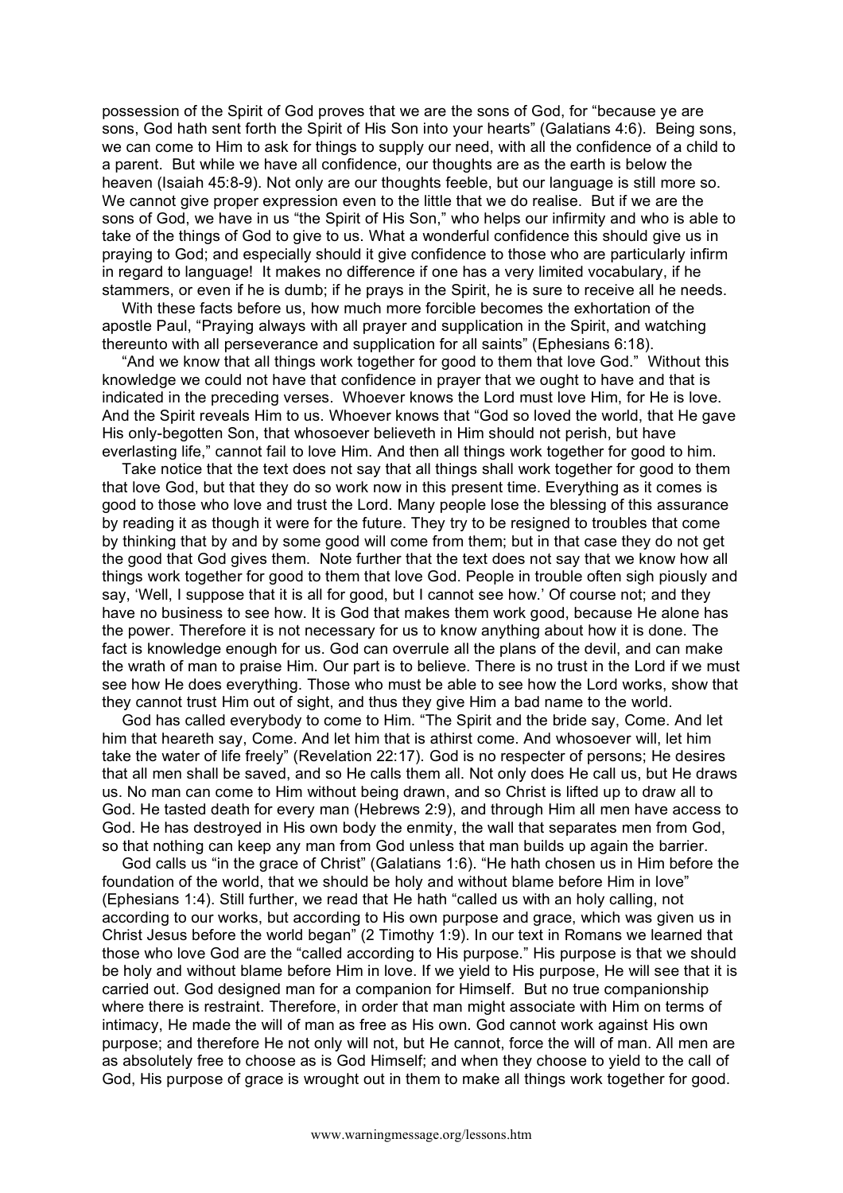possession of the Spirit of God proves that we are the sons of God, for "because ye are sons, God hath sent forth the Spirit of His Son into your hearts" (Galatians 4:6). Being sons, we can come to Him to ask for things to supply our need, with all the confidence of a child to a parent. But while we have all confidence, our thoughts are as the earth is below the heaven (Isaiah 45:8-9). Not only are our thoughts feeble, but our language is still more so. We cannot give proper expression even to the little that we do realise. But if we are the sons of God, we have in us "the Spirit of His Son," who helps our infirmity and who is able to take of the things of God to give to us. What a wonderful confidence this should give us in praying to God; and especially should it give confidence to those who are particularly infirm in regard to language! It makes no difference if one has a very limited vocabulary, if he stammers, or even if he is dumb; if he prays in the Spirit, he is sure to receive all he needs.

With these facts before us, how much more forcible becomes the exhortation of the apostle Paul, "Praying always with all prayer and supplication in the Spirit, and watching thereunto with all perseverance and supplication for all saints" (Ephesians 6:18).

"And we know that all things work together for good to them that love God." Without this knowledge we could not have that confidence in prayer that we ought to have and that is indicated in the preceding verses. Whoever knows the Lord must love Him, for He is love. And the Spirit reveals Him to us. Whoever knows that "God so loved the world, that He gave His only-begotten Son, that whosoever believeth in Him should not perish, but have everlasting life," cannot fail to love Him. And then all things work together for good to him.

Take notice that the text does not say that all things shall work together for good to them that love God, but that they do so work now in this present time. Everything as it comes is good to those who love and trust the Lord. Many people lose the blessing of this assurance by reading it as though it were for the future. They try to be resigned to troubles that come by thinking that by and by some good will come from them; but in that case they do not get the good that God gives them. Note further that the text does not say that we know how all things work together for good to them that love God. People in trouble often sigh piously and say, 'Well, I suppose that it is all for good, but I cannot see how.' Of course not; and they have no business to see how. It is God that makes them work good, because He alone has the power. Therefore it is not necessary for us to know anything about how it is done. The fact is knowledge enough for us. God can overrule all the plans of the devil, and can make the wrath of man to praise Him. Our part is to believe. There is no trust in the Lord if we must see how He does everything. Those who must be able to see how the Lord works, show that they cannot trust Him out of sight, and thus they give Him a bad name to the world.

God has called everybody to come to Him. "The Spirit and the bride say, Come. And let him that heareth say, Come. And let him that is athirst come. And whosoever will, let him take the water of life freely" (Revelation 22:17). God is no respecter of persons; He desires that all men shall be saved, and so He calls them all. Not only does He call us, but He draws us. No man can come to Him without being drawn, and so Christ is lifted up to draw all to God. He tasted death for every man (Hebrews 2:9), and through Him all men have access to God. He has destroyed in His own body the enmity, the wall that separates men from God, so that nothing can keep any man from God unless that man builds up again the barrier.

God calls us "in the grace of Christ" (Galatians 1:6). "He hath chosen us in Him before the foundation of the world, that we should be holy and without blame before Him in love" (Ephesians 1:4). Still further, we read that He hath "called us with an holy calling, not according to our works, but according to His own purpose and grace, which was given us in Christ Jesus before the world began" (2 Timothy 1:9). In our text in Romans we learned that those who love God are the "called according to His purpose." His purpose is that we should be holy and without blame before Him in love. If we yield to His purpose, He will see that it is carried out. God designed man for a companion for Himself. But no true companionship where there is restraint. Therefore, in order that man might associate with Him on terms of intimacy, He made the will of man as free as His own. God cannot work against His own purpose; and therefore He not only will not, but He cannot, force the will of man. All men are as absolutely free to choose as is God Himself; and when they choose to yield to the call of God, His purpose of grace is wrought out in them to make all things work together for good.